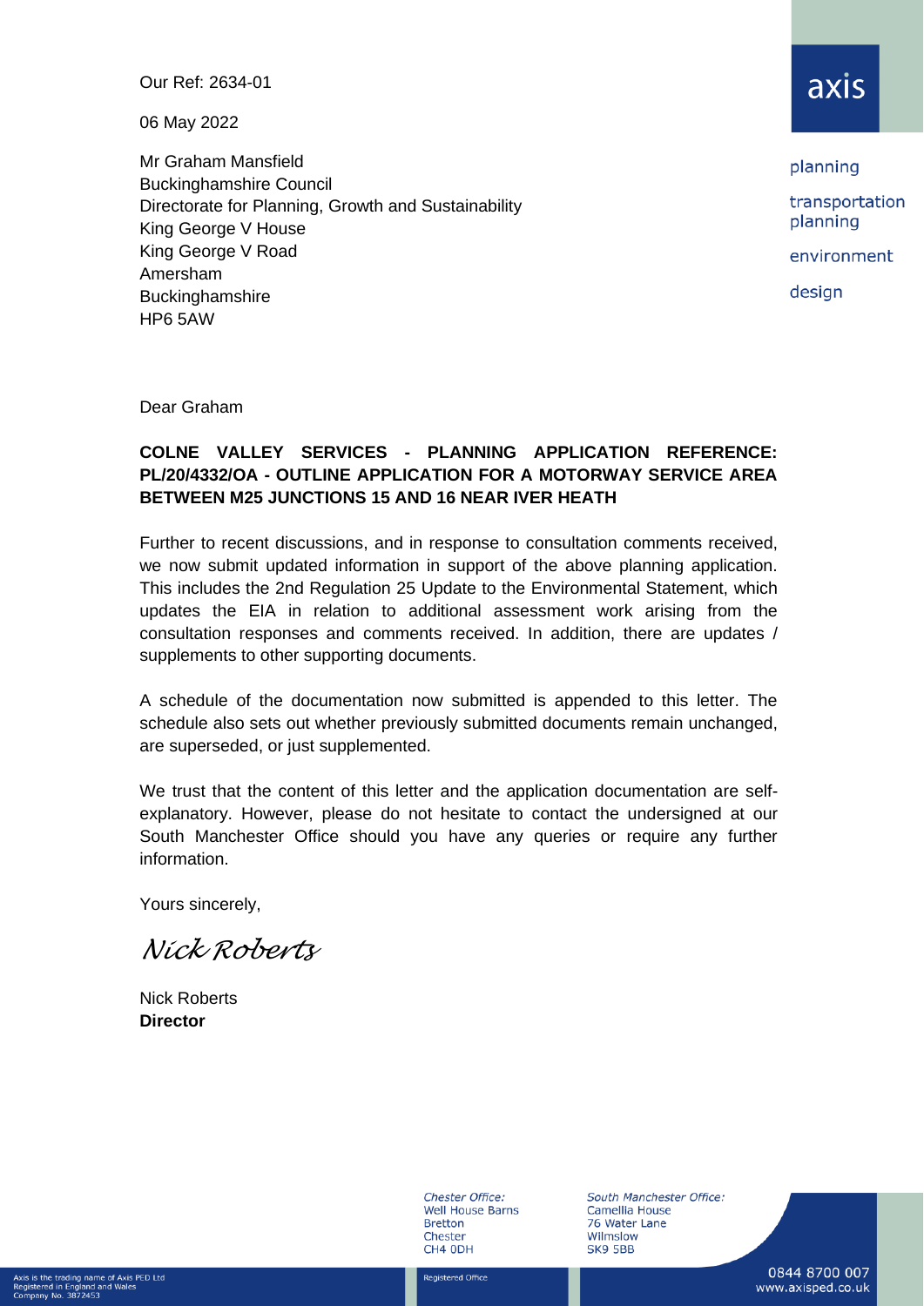Our Ref: 2634-01

06 May 2022

Mr Graham Mansfield
Buckinghamshire Council
Directorate for Planning, Growth and Sustainability
King George V House
King George V Road
Amersham
Buckinghamshire
HP6 5AW

axis

planning

transportation planning

environment

design

Dear Graham

**COLNE VALLEY SERVICES - PLANNING APPLICATION REFERENCE: PL/20/4332/OA - OUTLINE APPLICATION FOR A MOTORWAY SERVICE AREA BETWEEN M25 JUNCTIONS 15 AND 16 NEAR IVER HEATH**

Further to recent discussions, and in response to consultation comments received, we now submit updated information in support of the above planning application. This includes the 2nd Regulation 25 Update to the Environmental Statement, which updates the EIA in relation to additional assessment work arising from the consultation responses and comments received. In addition, there are updates / supplements to other supporting documents.

A schedule of the documentation now submitted is appended to this letter. The schedule also sets out whether previously submitted documents remain unchanged, are superseded, or just supplemented.

We trust that the content of this letter and the application documentation are self-explanatory. However, please do not hesitate to contact the undersigned at our South Manchester Office should you have any queries or require any further information.

Yours sincerely,

*Nick Roberts*

Nick Roberts
**Director**

*Chester Office:*
Well House Barns
Bretton
Chester
CH4 0DH

*South Manchester Office:*
Camellia House
76 Water Lane
Wilmslow
SK9 5BB

Axis is the trading name of Axis PED Ltd
Registered in England and Wales
Company No. 3872453

Registered Office

0844 8700 007
www.axisped.co.uk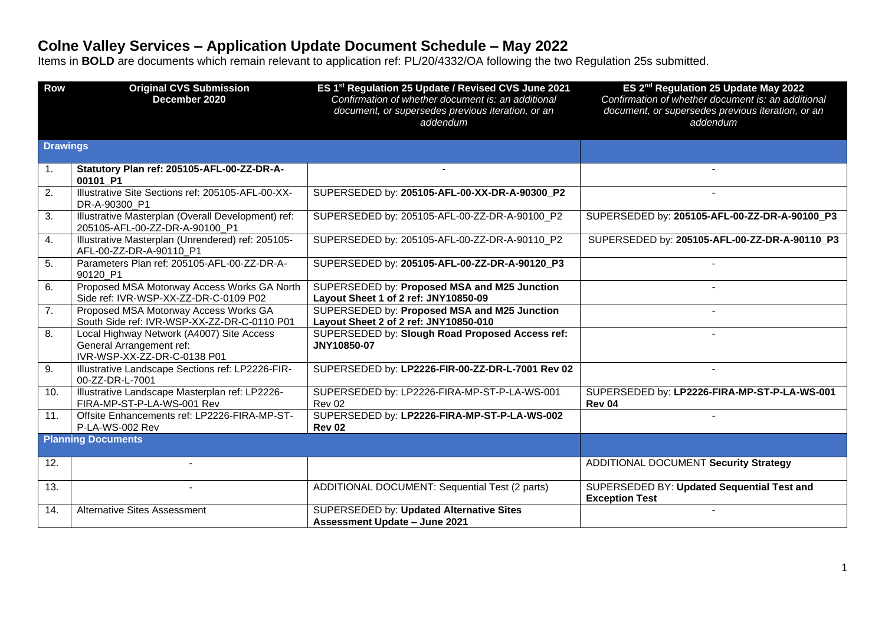# Colne Valley Services – Application Update Document Schedule – May 2022

Items in **BOLD** are documents which remain relevant to application ref: PL/20/4332/OA following the two Regulation 25s submitted.

| Row | Original CVS Submission December 2020 | ES 1st Regulation 25 Update / Revised CVS June 2021 *Confirmation of whether document is: an additional document, or supersedes previous iteration, or an addendum* | ES 2nd Regulation 25 Update May 2022 *Confirmation of whether document is: an additional document, or supersedes previous iteration, or an addendum* |
|---|---|---|---|
| **Drawings** | | | |
| 1. | **Statutory Plan ref: 205105-AFL-00-ZZ-DR-A-00101_P1** | - | - |
| 2. | Illustrative Site Sections ref: 205105-AFL-00-XX-DR-A-90300_P1 | SUPERSEDED by: **205105-AFL-00-XX-DR-A-90300_P2** | - |
| 3. | Illustrative Masterplan (Overall Development) ref: 205105-AFL-00-ZZ-DR-A-90100_P1 | SUPERSEDED by: 205105-AFL-00-ZZ-DR-A-90100_P2 | SUPERSEDED by: **205105-AFL-00-ZZ-DR-A-90100_P3** |
| 4. | Illustrative Masterplan (Unrendered) ref: 205105-AFL-00-ZZ-DR-A-90110_P1 | SUPERSEDED by: 205105-AFL-00-ZZ-DR-A-90110_P2 | SUPERSEDED by: **205105-AFL-00-ZZ-DR-A-90110_P3** |
| 5. | Parameters Plan ref: 205105-AFL-00-ZZ-DR-A-90120_P1 | SUPERSEDED by: **205105-AFL-00-ZZ-DR-A-90120_P3** | - |
| 6. | Proposed MSA Motorway Access Works GA North Side ref: IVR-WSP-XX-ZZ-DR-C-0109 P02 | SUPERSEDED by: **Proposed MSA and M25 Junction Layout Sheet 1 of 2 ref: JNY10850-09** | - |
| 7. | Proposed MSA Motorway Access Works GA South Side ref: IVR-WSP-XX-ZZ-DR-C-0110 P01 | SUPERSEDED by: **Proposed MSA and M25 Junction Layout Sheet 2 of 2 ref: JNY10850-010** | - |
| 8. | Local Highway Network (A4007) Site Access General Arrangement ref: IVR-WSP-XX-ZZ-DR-C-0138 P01 | SUPERSEDED by: **Slough Road Proposed Access ref: JNY10850-07** | - |
| 9. | Illustrative Landscape Sections ref: LP2226-FIR-00-ZZ-DR-L-7001 | SUPERSEDED by: **LP2226-FIR-00-ZZ-DR-L-7001 Rev 02** | - |
| 10. | Illustrative Landscape Masterplan ref: LP2226-FIRA-MP-ST-P-LA-WS-001 Rev | SUPERSEDED by: LP2226-FIRA-MP-ST-P-LA-WS-001 Rev 02 | SUPERSEDED by: **LP2226-FIRA-MP-ST-P-LA-WS-001 Rev 04** |
| 11. | Offsite Enhancements ref: LP2226-FIRA-MP-ST-P-LA-WS-002 Rev | SUPERSEDED by: **LP2226-FIRA-MP-ST-P-LA-WS-002 Rev 02** | - |
| **Planning Documents** | | | |
| 12. | - | | ADDITIONAL DOCUMENT **Security Strategy** |
| 13. | - | ADDITIONAL DOCUMENT: Sequential Test (2 parts) | SUPERSEDED BY: **Updated Sequential Test and Exception Test** |
| 14. | Alternative Sites Assessment | SUPERSEDED by: **Updated Alternative Sites Assessment Update – June 2021** | - |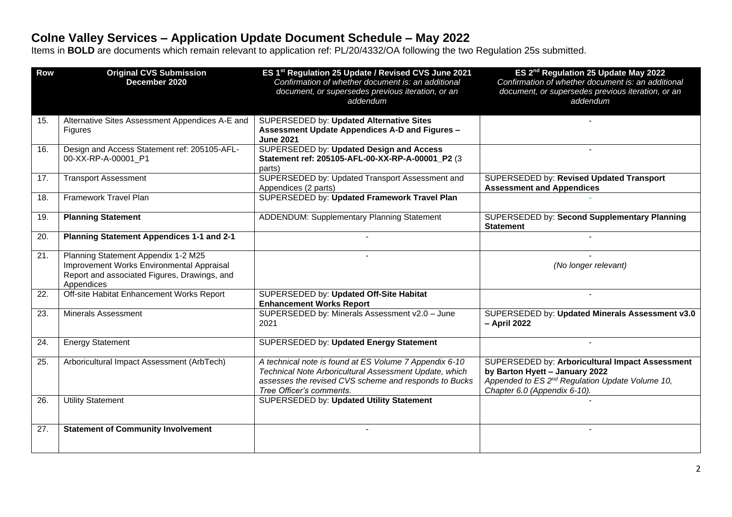# Colne Valley Services – Application Update Document Schedule – May 2022

Items in **BOLD** are documents which remain relevant to application ref: PL/20/4332/OA following the two Regulation 25s submitted.

| Row | Original CVS Submission December 2020 | ES 1st Regulation 25 Update / Revised CVS June 2021 *Confirmation of whether document is: an additional document, or supersedes previous iteration, or an addendum* | ES 2nd Regulation 25 Update May 2022 *Confirmation of whether document is: an additional document, or supersedes previous iteration, or an addendum* |
|---|---|---|---|
| 15. | Alternative Sites Assessment Appendices A-E and Figures | SUPERSEDED by: **Updated Alternative Sites Assessment Update Appendices A-D and Figures – June 2021** | - |
| 16. | Design and Access Statement ref: 205105-AFL-00-XX-RP-A-00001_P1 | SUPERSEDED by: **Updated Design and Access Statement ref: 205105-AFL-00-XX-RP-A-00001_P2** (3 parts) | - |
| 17. | Transport Assessment | SUPERSEDED by: Updated Transport Assessment and Appendices (2 parts) | SUPERSEDED by: **Revised Updated Transport Assessment and Appendices** |
| 18. | Framework Travel Plan | SUPERSEDED by: **Updated Framework Travel Plan** | - |
| 19. | **Planning Statement** | ADDENDUM: Supplementary Planning Statement | SUPERSEDED by: **Second Supplementary Planning Statement** |
| 20. | **Planning Statement Appendices 1-1 and 2-1** | - | - |
| 21. | Planning Statement Appendix 1-2 M25 Improvement Works Environmental Appraisal Report and associated Figures, Drawings, and Appendices | - | - *(No longer relevant)* |
| 22. | Off-site Habitat Enhancement Works Report | SUPERSEDED by: **Updated Off-Site Habitat Enhancement Works Report** | - |
| 23. | Minerals Assessment | SUPERSEDED by: Minerals Assessment v2.0 – June 2021 | SUPERSEDED by: **Updated Minerals Assessment v3.0 – April 2022** |
| 24. | Energy Statement | SUPERSEDED by: **Updated Energy Statement** | - |
| 25. | Arboricultural Impact Assessment (ArbTech) | *A technical note is found at ES Volume 7 Appendix 6-10 Technical Note Arboricultural Assessment Update, which assesses the revised CVS scheme and responds to Bucks Tree Officer's comments.* | SUPERSEDED by: **Arboricultural Impact Assessment by Barton Hyett – January 2022** *Appended to ES 2nd Regulation Update Volume 10, Chapter 6.0 (Appendix 6-10).* |
| 26. | Utility Statement | SUPERSEDED by: **Updated Utility Statement** | - |
| 27. | **Statement of Community Involvement** | - | - |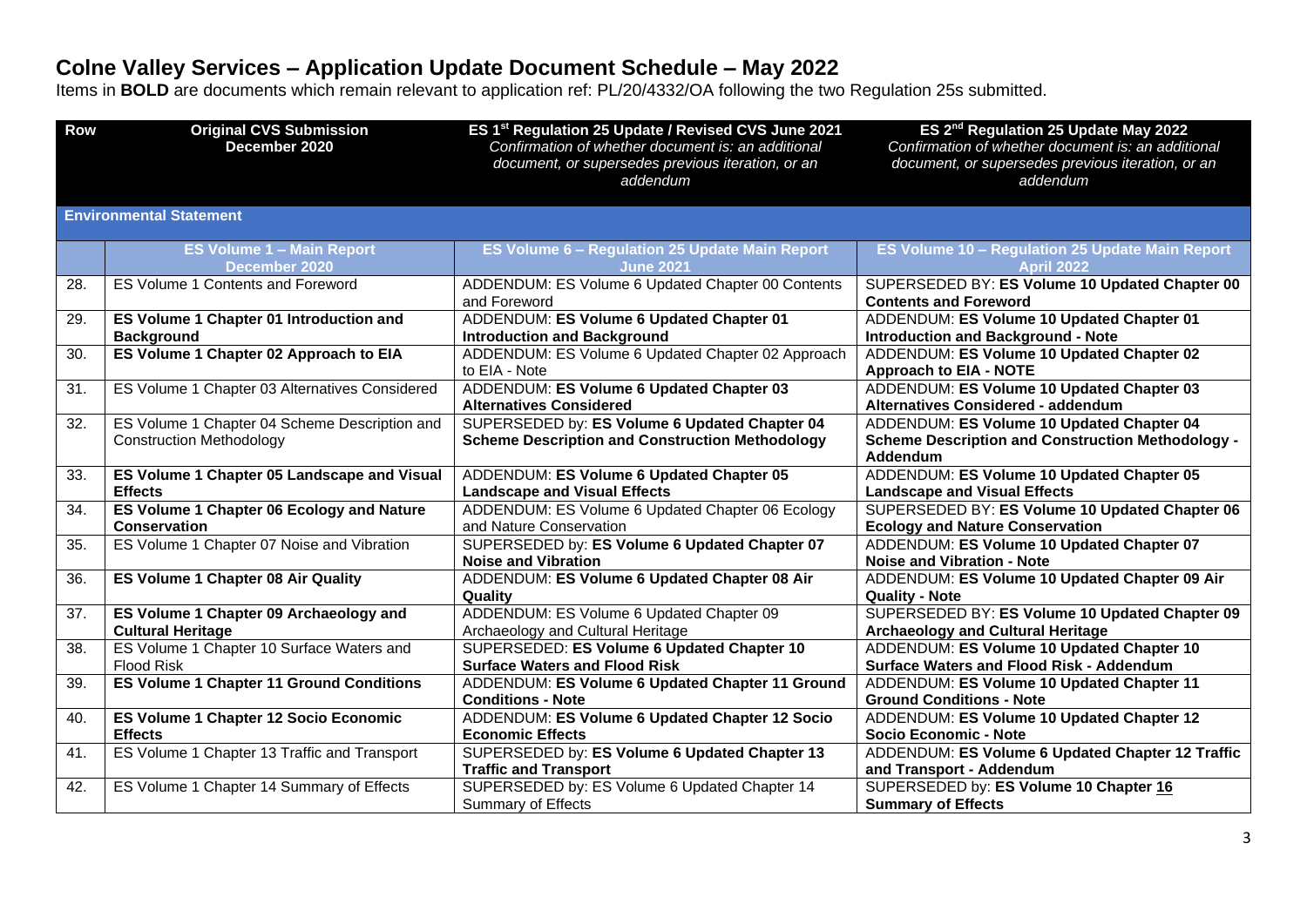# Colne Valley Services – Application Update Document Schedule – May 2022

Items in **BOLD** are documents which remain relevant to application ref: PL/20/4332/OA following the two Regulation 25s submitted.

| Row | Original CVS Submission December 2020 | ES 1st Regulation 25 Update / Revised CVS June 2021 *Confirmation of whether document is: an additional document, or supersedes previous iteration, or an addendum* | ES 2nd Regulation 25 Update May 2022 *Confirmation of whether document is: an additional document, or supersedes previous iteration, or an addendum* |
|---|---|---|---|
| **Environmental Statement** | | | |
| | ES Volume 1 – Main Report December 2020 | ES Volume 6 – Regulation 25 Update Main Report June 2021 | ES Volume 10 – Regulation 25 Update Main Report April 2022 |
| 28. | ES Volume 1 Contents and Foreword | ADDENDUM: ES Volume 6 Updated Chapter 00 Contents and Foreword | SUPERSEDED BY: **ES Volume 10 Updated Chapter 00 Contents and Foreword** |
| 29. | **ES Volume 1 Chapter 01 Introduction and Background** | ADDENDUM: **ES Volume 6 Updated Chapter 01 Introduction and Background** | ADDENDUM: **ES Volume 10 Updated Chapter 01 Introduction and Background - Note** |
| 30. | **ES Volume 1 Chapter 02 Approach to EIA** | ADDENDUM: ES Volume 6 Updated Chapter 02 Approach to EIA - Note | ADDENDUM: **ES Volume 10 Updated Chapter 02 Approach to EIA - NOTE** |
| 31. | ES Volume 1 Chapter 03 Alternatives Considered | ADDENDUM: **ES Volume 6 Updated Chapter 03 Alternatives Considered** | ADDENDUM: **ES Volume 10 Updated Chapter 03 Alternatives Considered - addendum** |
| 32. | ES Volume 1 Chapter 04 Scheme Description and Construction Methodology | SUPERSEDED by: **ES Volume 6 Updated Chapter 04 Scheme Description and Construction Methodology** | ADDENDUM: **ES Volume 10 Updated Chapter 04 Scheme Description and Construction Methodology - Addendum** |
| 33. | **ES Volume 1 Chapter 05 Landscape and Visual Effects** | ADDENDUM: **ES Volume 6 Updated Chapter 05 Landscape and Visual Effects** | ADDENDUM: **ES Volume 10 Updated Chapter 05 Landscape and Visual Effects** |
| 34. | **ES Volume 1 Chapter 06 Ecology and Nature Conservation** | ADDENDUM: ES Volume 6 Updated Chapter 06 Ecology and Nature Conservation | SUPERSEDED BY: **ES Volume 10 Updated Chapter 06 Ecology and Nature Conservation** |
| 35. | ES Volume 1 Chapter 07 Noise and Vibration | SUPERSEDED by: **ES Volume 6 Updated Chapter 07 Noise and Vibration** | ADDENDUM: **ES Volume 10 Updated Chapter 07 Noise and Vibration - Note** |
| 36. | **ES Volume 1 Chapter 08 Air Quality** | ADDENDUM: **ES Volume 6 Updated Chapter 08 Air Quality** | ADDENDUM: **ES Volume 10 Updated Chapter 09 Air Quality - Note** |
| 37. | **ES Volume 1 Chapter 09 Archaeology and Cultural Heritage** | ADDENDUM: ES Volume 6 Updated Chapter 09 Archaeology and Cultural Heritage | SUPERSEDED BY: **ES Volume 10 Updated Chapter 09 Archaeology and Cultural Heritage** |
| 38. | ES Volume 1 Chapter 10 Surface Waters and Flood Risk | SUPERSEDED: **ES Volume 6 Updated Chapter 10 Surface Waters and Flood Risk** | ADDENDUM: **ES Volume 10 Updated Chapter 10 Surface Waters and Flood Risk - Addendum** |
| 39. | **ES Volume 1 Chapter 11 Ground Conditions** | ADDENDUM: **ES Volume 6 Updated Chapter 11 Ground Conditions - Note** | ADDENDUM: **ES Volume 10 Updated Chapter 11 Ground Conditions - Note** |
| 40. | **ES Volume 1 Chapter 12 Socio Economic Effects** | ADDENDUM: **ES Volume 6 Updated Chapter 12 Socio Economic Effects** | ADDENDUM: **ES Volume 10 Updated Chapter 12 Socio Economic - Note** |
| 41. | ES Volume 1 Chapter 13 Traffic and Transport | SUPERSEDED by: **ES Volume 6 Updated Chapter 13 Traffic and Transport** | ADDENDUM: **ES Volume 6 Updated Chapter 12 Traffic and Transport - Addendum** |
| 42. | ES Volume 1 Chapter 14 Summary of Effects | SUPERSEDED by: ES Volume 6 Updated Chapter 14 Summary of Effects | SUPERSEDED by: **ES Volume 10 Chapter 16 Summary of Effects** |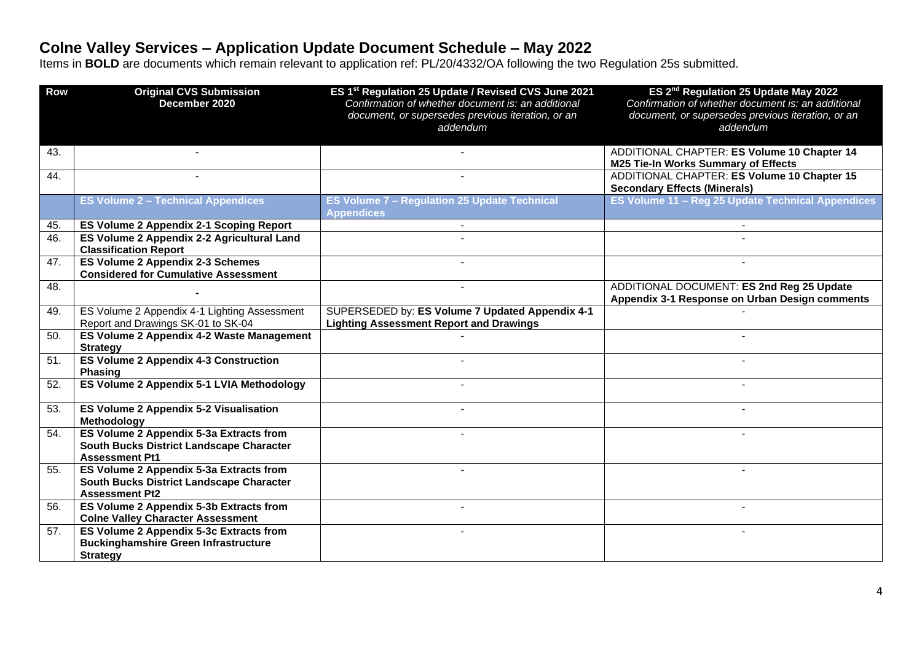# Colne Valley Services – Application Update Document Schedule – May 2022

Items in **BOLD** are documents which remain relevant to application ref: PL/20/4332/OA following the two Regulation 25s submitted.

| Row | Original CVS Submission December 2020 | ES 1st Regulation 25 Update / Revised CVS June 2021 *Confirmation of whether document is: an additional document, or supersedes previous iteration, or an addendum* | ES 2nd Regulation 25 Update May 2022 *Confirmation of whether document is: an additional document, or supersedes previous iteration, or an addendum* |
|---|---|---|---|
| 43. | - | - | ADDITIONAL CHAPTER: **ES Volume 10 Chapter 14 M25 Tie-In Works Summary of Effects** |
| 44. | - | - | ADDITIONAL CHAPTER: **ES Volume 10 Chapter 15 Secondary Effects (Minerals)** |
| | **ES Volume 2 – Technical Appendices** | **ES Volume 7 – Regulation 25 Update Technical Appendices** | **ES Volume 11 – Reg 25 Update Technical Appendices** |
| 45. | **ES Volume 2 Appendix 2-1 Scoping Report** | - | - |
| 46. | **ES Volume 2 Appendix 2-2 Agricultural Land Classification Report** | - | - |
| 47. | **ES Volume 2 Appendix 2-3 Schemes Considered for Cumulative Assessment** | - | - |
| 48. | - | - | ADDITIONAL DOCUMENT: **ES 2nd Reg 25 Update Appendix 3-1 Response on Urban Design comments** |
| 49. | ES Volume 2 Appendix 4-1 Lighting Assessment Report and Drawings SK-01 to SK-04 | SUPERSEDED by: **ES Volume 7 Updated Appendix 4-1 Lighting Assessment Report and Drawings** | - |
| 50. | **ES Volume 2 Appendix 4-2 Waste Management Strategy** | - | - |
| 51. | **ES Volume 2 Appendix 4-3 Construction Phasing** | - | - |
| 52. | **ES Volume 2 Appendix 5-1 LVIA Methodology** | - | - |
| 53. | **ES Volume 2 Appendix 5-2 Visualisation Methodology** | - | - |
| 54. | **ES Volume 2 Appendix 5-3a Extracts from South Bucks District Landscape Character Assessment Pt1** | - | - |
| 55. | **ES Volume 2 Appendix 5-3a Extracts from South Bucks District Landscape Character Assessment Pt2** | - | - |
| 56. | **ES Volume 2 Appendix 5-3b Extracts from Colne Valley Character Assessment** | - | - |
| 57. | **ES Volume 2 Appendix 5-3c Extracts from Buckinghamshire Green Infrastructure Strategy** | - | - |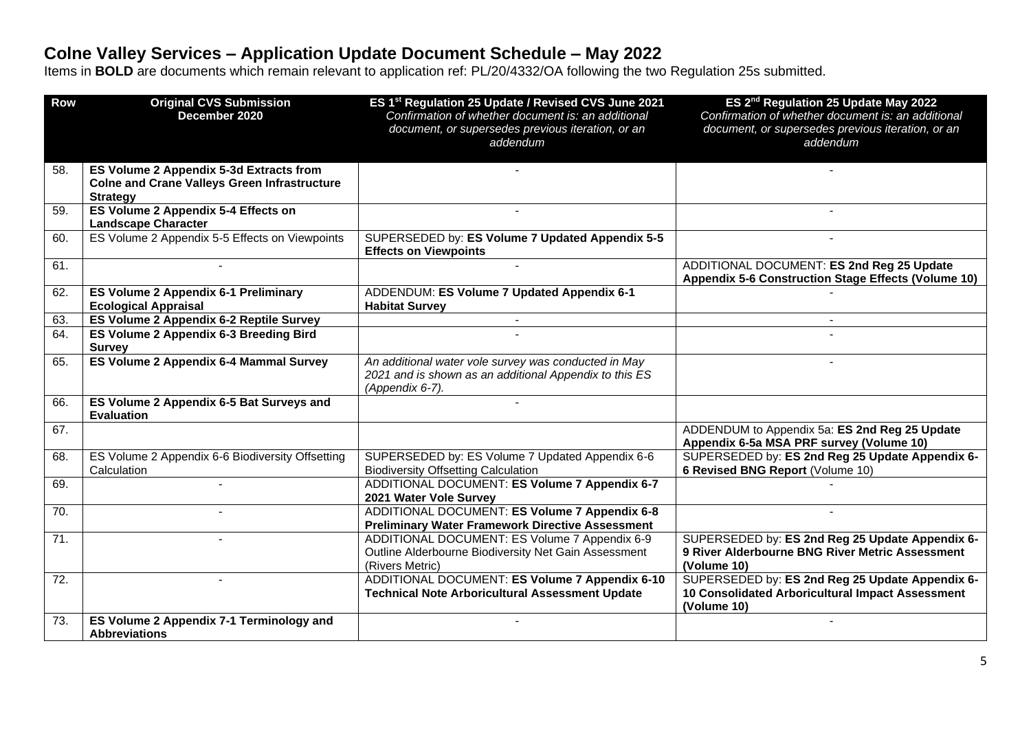# Colne Valley Services – Application Update Document Schedule – May 2022

Items in **BOLD** are documents which remain relevant to application ref: PL/20/4332/OA following the two Regulation 25s submitted.

| Row | Original CVS Submission December 2020 | ES 1st Regulation 25 Update / Revised CVS June 2021 *Confirmation of whether document is: an additional document, or supersedes previous iteration, or an addendum* | ES 2nd Regulation 25 Update May 2022 *Confirmation of whether document is: an additional document, or supersedes previous iteration, or an addendum* |
|---|---|---|---|
| 58. | **ES Volume 2 Appendix 5-3d Extracts from Colne and Crane Valleys Green Infrastructure Strategy** | - | - |
| 59. | **ES Volume 2 Appendix 5-4 Effects on Landscape Character** | - | - |
| 60. | ES Volume 2 Appendix 5-5 Effects on Viewpoints | SUPERSEDED by: **ES Volume 7 Updated Appendix 5-5 Effects on Viewpoints** | - |
| 61. | - | - | ADDITIONAL DOCUMENT: **ES 2nd Reg 25 Update Appendix 5-6 Construction Stage Effects (Volume 10)** |
| 62. | **ES Volume 2 Appendix 6-1 Preliminary Ecological Appraisal** | ADDENDUM: **ES Volume 7 Updated Appendix 6-1 Habitat Survey** | - |
| 63. | **ES Volume 2 Appendix 6-2 Reptile Survey** | - | - |
| 64. | **ES Volume 2 Appendix 6-3 Breeding Bird Survey** | - | - |
| 65. | **ES Volume 2 Appendix 6-4 Mammal Survey** | *An additional water vole survey was conducted in May 2021 and is shown as an additional Appendix to this ES (Appendix 6-7).* | - |
| 66. | **ES Volume 2 Appendix 6-5 Bat Surveys and Evaluation** | - | |
| 67. | | | ADDENDUM to Appendix 5a: **ES 2nd Reg 25 Update Appendix 6-5a MSA PRF survey (Volume 10)** |
| 68. | ES Volume 2 Appendix 6-6 Biodiversity Offsetting Calculation | SUPERSEDED by: ES Volume 7 Updated Appendix 6-6 Biodiversity Offsetting Calculation | SUPERSEDED by: **ES 2nd Reg 25 Update Appendix 6-6 Revised BNG Report** (Volume 10) |
| 69. | - | ADDITIONAL DOCUMENT: **ES Volume 7 Appendix 6-7 2021 Water Vole Survey** | - |
| 70. | - | ADDITIONAL DOCUMENT: **ES Volume 7 Appendix 6-8 Preliminary Water Framework Directive Assessment** | - |
| 71. | - | ADDITIONAL DOCUMENT: ES Volume 7 Appendix 6-9 Outline Alderbourne Biodiversity Net Gain Assessment (Rivers Metric) | SUPERSEDED by: **ES 2nd Reg 25 Update Appendix 6-9 River Alderbourne BNG River Metric Assessment (Volume 10)** |
| 72. | - | ADDITIONAL DOCUMENT: **ES Volume 7 Appendix 6-10 Technical Note Arboricultural Assessment Update** | SUPERSEDED by: **ES 2nd Reg 25 Update Appendix 6-10 Consolidated Arboricultural Impact Assessment (Volume 10)** |
| 73. | **ES Volume 2 Appendix 7-1 Terminology and Abbreviations** | - | - |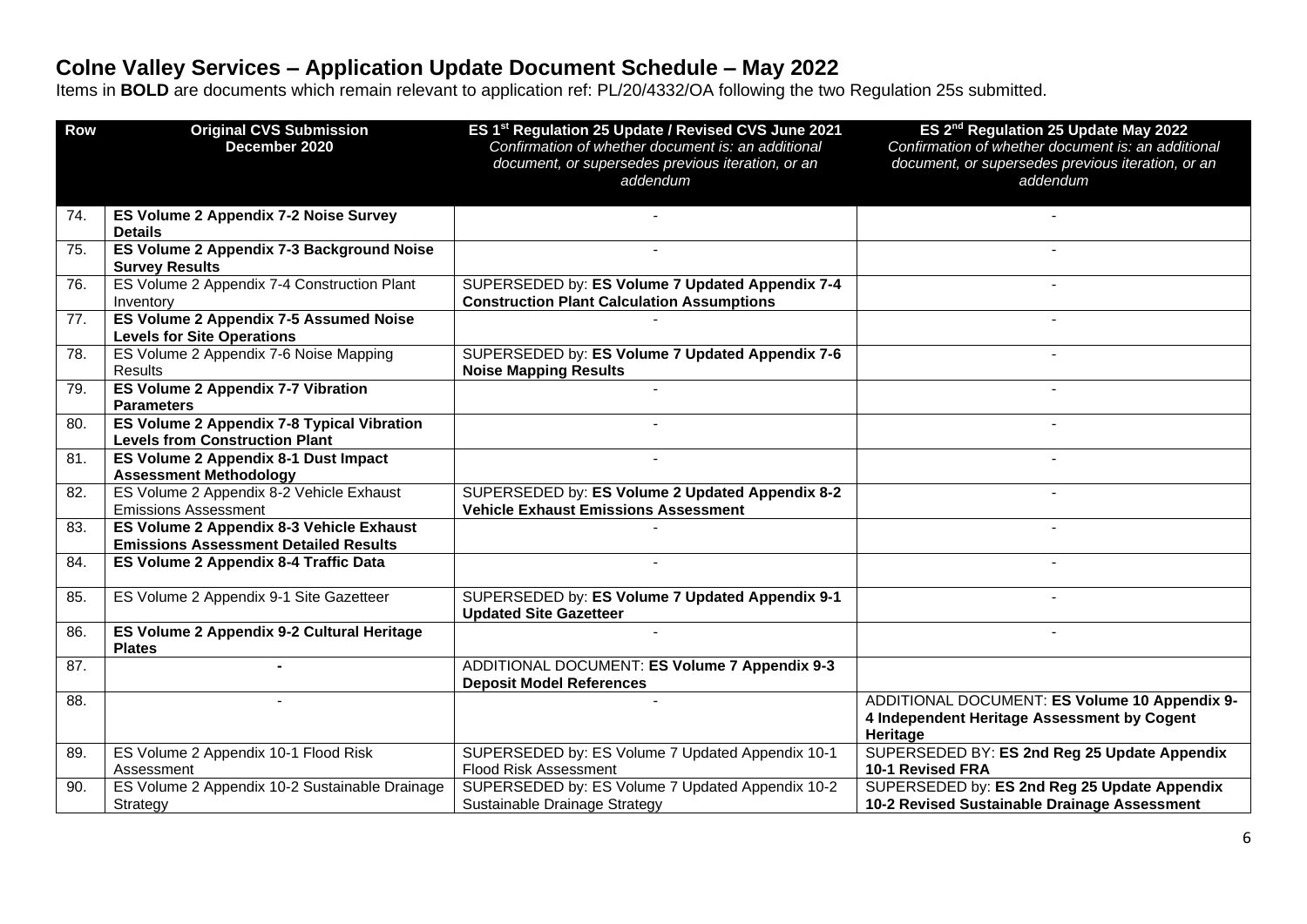# Colne Valley Services – Application Update Document Schedule – May 2022

Items in **BOLD** are documents which remain relevant to application ref: PL/20/4332/OA following the two Regulation 25s submitted.

| Row | Original CVS Submission December 2020 | ES 1st Regulation 25 Update / Revised CVS June 2021 *Confirmation of whether document is: an additional document, or supersedes previous iteration, or an addendum* | ES 2nd Regulation 25 Update May 2022 *Confirmation of whether document is: an additional document, or supersedes previous iteration, or an addendum* |
|---|---|---|---|
| 74. | **ES Volume 2 Appendix 7-2 Noise Survey Details** | - | - |
| 75. | **ES Volume 2 Appendix 7-3 Background Noise Survey Results** | - | - |
| 76. | ES Volume 2 Appendix 7-4 Construction Plant Inventory | SUPERSEDED by: **ES Volume 7 Updated Appendix 7-4 Construction Plant Calculation Assumptions** | - |
| 77. | **ES Volume 2 Appendix 7-5 Assumed Noise Levels for Site Operations** | - | - |
| 78. | ES Volume 2 Appendix 7-6 Noise Mapping Results | SUPERSEDED by: **ES Volume 7 Updated Appendix 7-6 Noise Mapping Results** | - |
| 79. | **ES Volume 2 Appendix 7-7 Vibration Parameters** | - | - |
| 80. | **ES Volume 2 Appendix 7-8 Typical Vibration Levels from Construction Plant** | - | - |
| 81. | **ES Volume 2 Appendix 8-1 Dust Impact Assessment Methodology** | - | - |
| 82. | ES Volume 2 Appendix 8-2 Vehicle Exhaust Emissions Assessment | SUPERSEDED by: **ES Volume 2 Updated Appendix 8-2 Vehicle Exhaust Emissions Assessment** | - |
| 83. | **ES Volume 2 Appendix 8-3 Vehicle Exhaust Emissions Assessment Detailed Results** | - | - |
| 84. | **ES Volume 2 Appendix 8-4 Traffic Data** | - | - |
| 85. | ES Volume 2 Appendix 9-1 Site Gazetteer | SUPERSEDED by: **ES Volume 7 Updated Appendix 9-1 Updated Site Gazetteer** | - |
| 86. | **ES Volume 2 Appendix 9-2 Cultural Heritage Plates** | - | - |
| 87. | **-** | ADDITIONAL DOCUMENT: **ES Volume 7 Appendix 9-3 Deposit Model References** | |
| 88. | - | - | ADDITIONAL DOCUMENT: **ES Volume 10 Appendix 9-4 Independent Heritage Assessment by Cogent Heritage** |
| 89. | ES Volume 2 Appendix 10-1 Flood Risk Assessment | SUPERSEDED by: ES Volume 7 Updated Appendix 10-1 Flood Risk Assessment | SUPERSEDED BY: **ES 2nd Reg 25 Update Appendix 10-1 Revised FRA** |
| 90. | ES Volume 2 Appendix 10-2 Sustainable Drainage Strategy | SUPERSEDED by: ES Volume 7 Updated Appendix 10-2 Sustainable Drainage Strategy | SUPERSEDED by: **ES 2nd Reg 25 Update Appendix 10-2 Revised Sustainable Drainage Assessment** |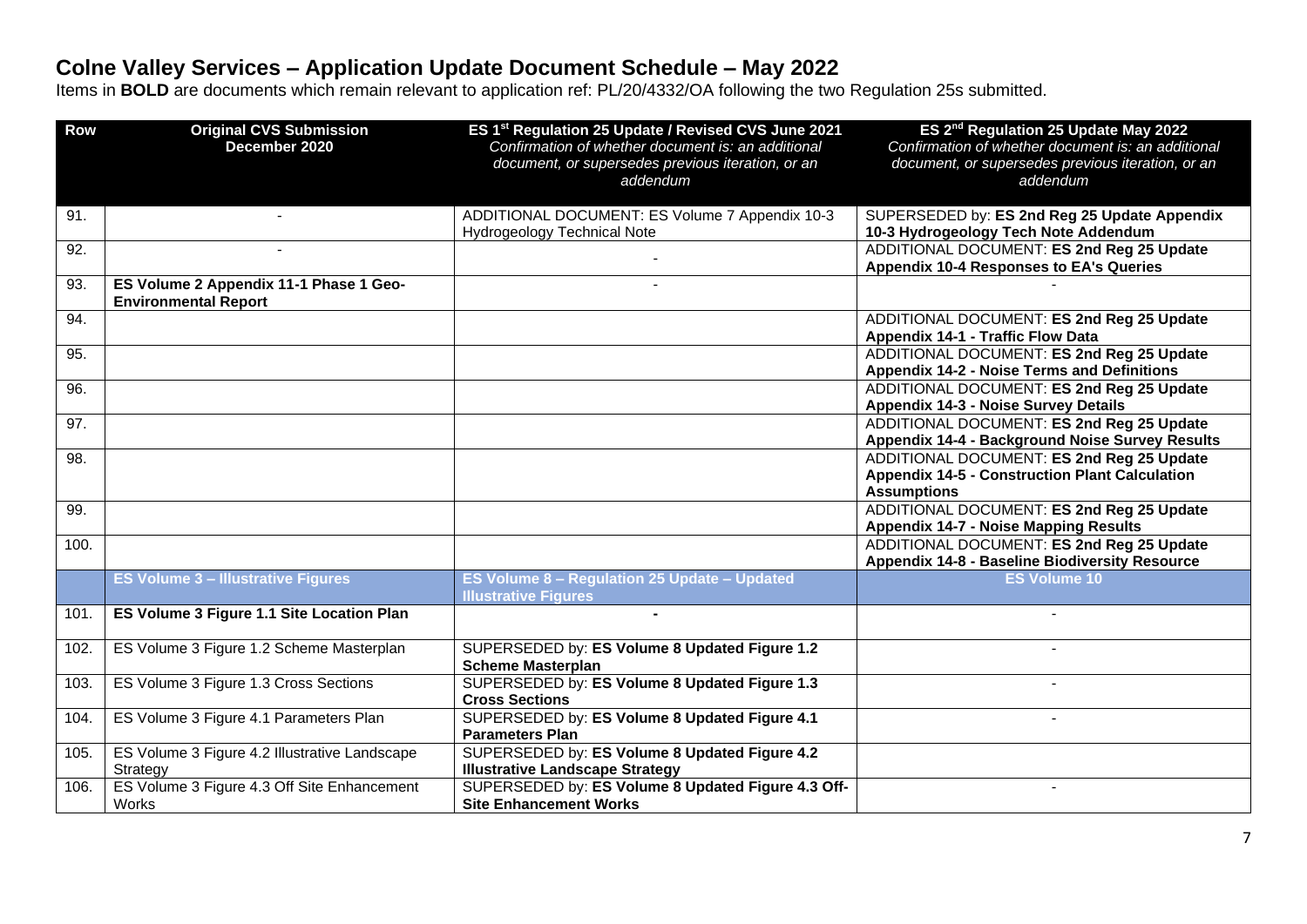# Colne Valley Services – Application Update Document Schedule – May 2022

Items in **BOLD** are documents which remain relevant to application ref: PL/20/4332/OA following the two Regulation 25s submitted.

| Row | Original CVS Submission December 2020 | ES 1st Regulation 25 Update / Revised CVS June 2021 *Confirmation of whether document is: an additional document, or supersedes previous iteration, or an addendum* | ES 2nd Regulation 25 Update May 2022 *Confirmation of whether document is: an additional document, or supersedes previous iteration, or an addendum* |
|---|---|---|---|
| 91. | - | ADDITIONAL DOCUMENT: ES Volume 7 Appendix 10-3 Hydrogeology Technical Note | SUPERSEDED by: **ES 2nd Reg 25 Update Appendix 10-3 Hydrogeology Tech Note Addendum** |
| 92. | - | - | ADDITIONAL DOCUMENT: **ES 2nd Reg 25 Update Appendix 10-4 Responses to EA's Queries** |
| 93. | **ES Volume 2 Appendix 11-1 Phase 1 Geo-Environmental Report** | - | - |
| 94. | | | ADDITIONAL DOCUMENT: **ES 2nd Reg 25 Update Appendix 14-1 - Traffic Flow Data** |
| 95. | | | ADDITIONAL DOCUMENT: **ES 2nd Reg 25 Update Appendix 14-2 - Noise Terms and Definitions** |
| 96. | | | ADDITIONAL DOCUMENT: **ES 2nd Reg 25 Update Appendix 14-3 - Noise Survey Details** |
| 97. | | | ADDITIONAL DOCUMENT: **ES 2nd Reg 25 Update Appendix 14-4 - Background Noise Survey Results** |
| 98. | | | ADDITIONAL DOCUMENT: **ES 2nd Reg 25 Update Appendix 14-5 - Construction Plant Calculation Assumptions** |
| 99. | | | ADDITIONAL DOCUMENT: **ES 2nd Reg 25 Update Appendix 14-7 - Noise Mapping Results** |
| 100. | | | ADDITIONAL DOCUMENT: **ES 2nd Reg 25 Update Appendix 14-8 - Baseline Biodiversity Resource** |
| | **ES Volume 3 – Illustrative Figures** | **ES Volume 8 – Regulation 25 Update – Updated Illustrative Figures** | **ES Volume 10** |
| 101. | **ES Volume 3 Figure 1.1 Site Location Plan** | - | - |
| 102. | ES Volume 3 Figure 1.2 Scheme Masterplan | SUPERSEDED by: **ES Volume 8 Updated Figure 1.2 Scheme Masterplan** | - |
| 103. | ES Volume 3 Figure 1.3 Cross Sections | SUPERSEDED by: **ES Volume 8 Updated Figure 1.3 Cross Sections** | - |
| 104. | ES Volume 3 Figure 4.1 Parameters Plan | SUPERSEDED by: **ES Volume 8 Updated Figure 4.1 Parameters Plan** | - |
| 105. | ES Volume 3 Figure 4.2 Illustrative Landscape Strategy | SUPERSEDED by: **ES Volume 8 Updated Figure 4.2 Illustrative Landscape Strategy** | |
| 106. | ES Volume 3 Figure 4.3 Off Site Enhancement Works | SUPERSEDED by: **ES Volume 8 Updated Figure 4.3 Off-Site Enhancement Works** | - |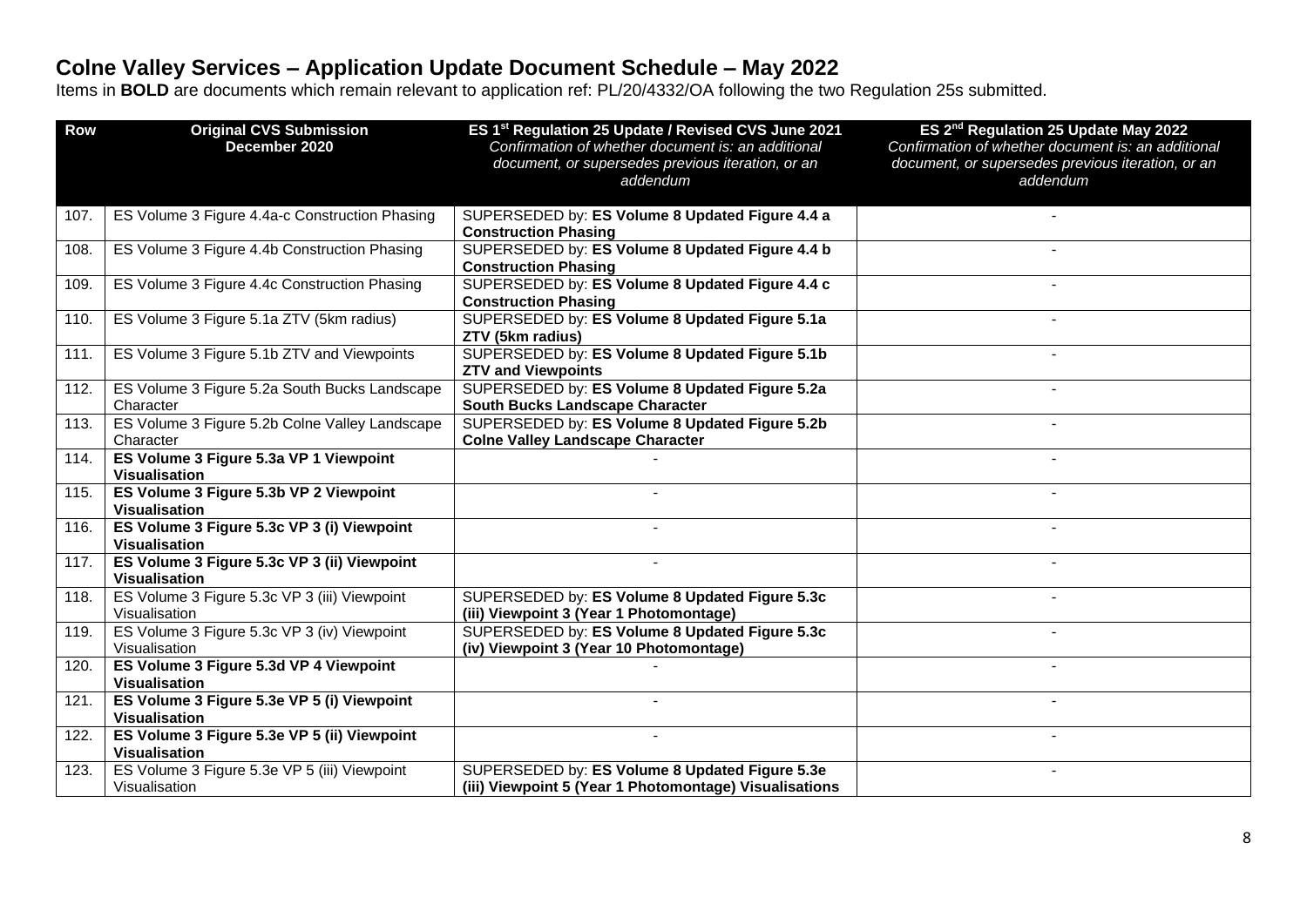# Colne Valley Services – Application Update Document Schedule – May 2022

Items in **BOLD** are documents which remain relevant to application ref: PL/20/4332/OA following the two Regulation 25s submitted.

| Row | Original CVS Submission December 2020 | ES 1st Regulation 25 Update / Revised CVS June 2021 *Confirmation of whether document is: an additional document, or supersedes previous iteration, or an addendum* | ES 2nd Regulation 25 Update May 2022 *Confirmation of whether document is: an additional document, or supersedes previous iteration, or an addendum* |
|---|---|---|---|
| 107. | ES Volume 3 Figure 4.4a-c Construction Phasing | SUPERSEDED by: **ES Volume 8 Updated Figure 4.4 a Construction Phasing** | - |
| 108. | ES Volume 3 Figure 4.4b Construction Phasing | SUPERSEDED by: **ES Volume 8 Updated Figure 4.4 b Construction Phasing** | - |
| 109. | ES Volume 3 Figure 4.4c Construction Phasing | SUPERSEDED by: **ES Volume 8 Updated Figure 4.4 c Construction Phasing** | - |
| 110. | ES Volume 3 Figure 5.1a ZTV (5km radius) | SUPERSEDED by: **ES Volume 8 Updated Figure 5.1a ZTV (5km radius)** | - |
| 111. | ES Volume 3 Figure 5.1b ZTV and Viewpoints | SUPERSEDED by: **ES Volume 8 Updated Figure 5.1b ZTV and Viewpoints** | - |
| 112. | ES Volume 3 Figure 5.2a South Bucks Landscape Character | SUPERSEDED by: **ES Volume 8 Updated Figure 5.2a South Bucks Landscape Character** | - |
| 113. | ES Volume 3 Figure 5.2b Colne Valley Landscape Character | SUPERSEDED by: **ES Volume 8 Updated Figure 5.2b Colne Valley Landscape Character** | - |
| 114. | **ES Volume 3 Figure 5.3a VP 1 Viewpoint Visualisation** | - | - |
| 115. | **ES Volume 3 Figure 5.3b VP 2 Viewpoint Visualisation** | - | - |
| 116. | **ES Volume 3 Figure 5.3c VP 3 (i) Viewpoint Visualisation** | - | - |
| 117. | **ES Volume 3 Figure 5.3c VP 3 (ii) Viewpoint Visualisation** | - | - |
| 118. | ES Volume 3 Figure 5.3c VP 3 (iii) Viewpoint Visualisation | SUPERSEDED by: **ES Volume 8 Updated Figure 5.3c (iii) Viewpoint 3 (Year 1 Photomontage)** | - |
| 119. | ES Volume 3 Figure 5.3c VP 3 (iv) Viewpoint Visualisation | SUPERSEDED by: **ES Volume 8 Updated Figure 5.3c (iv) Viewpoint 3 (Year 10 Photomontage)** | - |
| 120. | **ES Volume 3 Figure 5.3d VP 4 Viewpoint Visualisation** | - | - |
| 121. | **ES Volume 3 Figure 5.3e VP 5 (i) Viewpoint Visualisation** | - | - |
| 122. | **ES Volume 3 Figure 5.3e VP 5 (ii) Viewpoint Visualisation** | - | - |
| 123. | ES Volume 3 Figure 5.3e VP 5 (iii) Viewpoint Visualisation | SUPERSEDED by: **ES Volume 8 Updated Figure 5.3e (iii) Viewpoint 5 (Year 1 Photomontage) Visualisations** | - |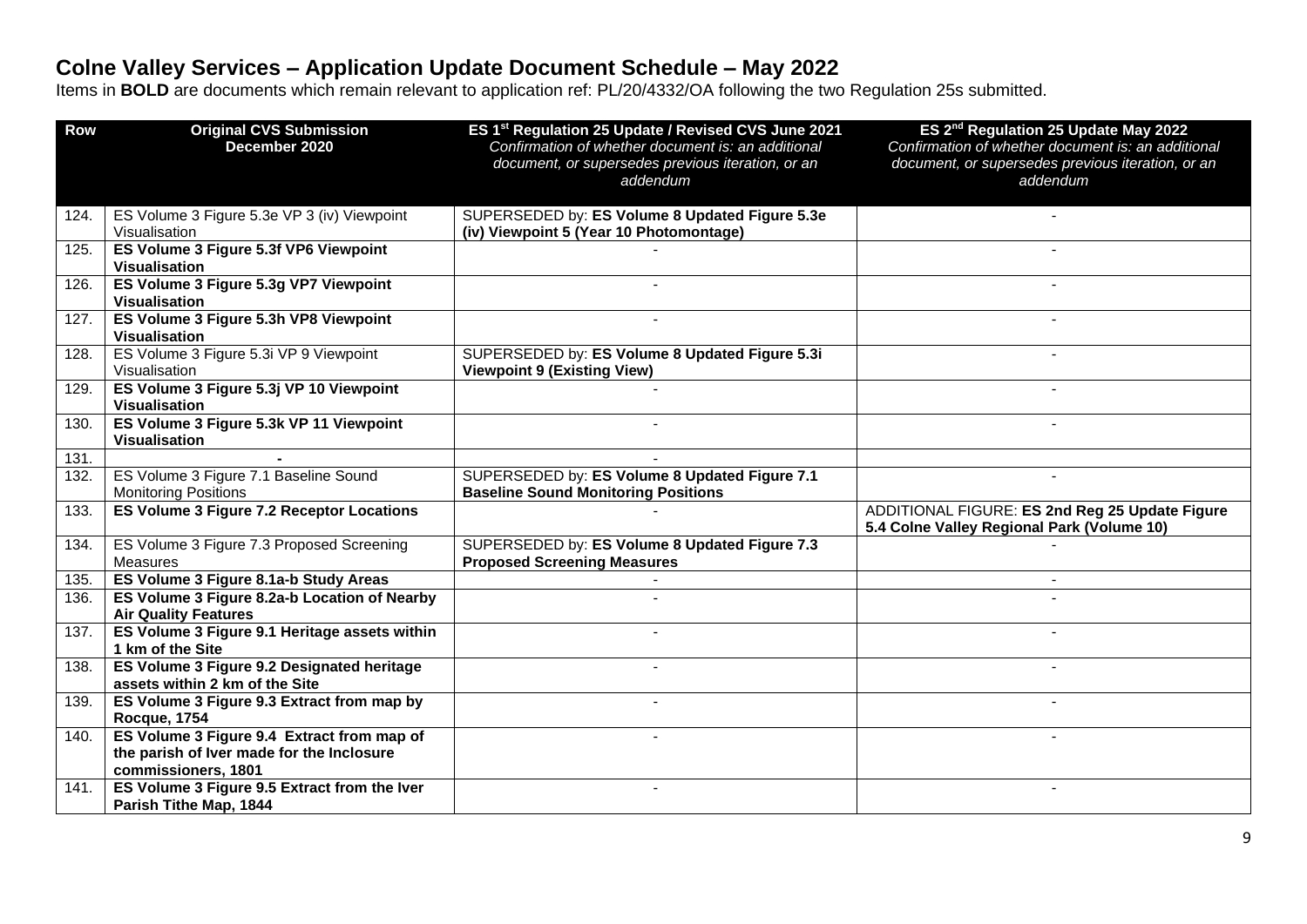# Colne Valley Services – Application Update Document Schedule – May 2022

Items in **BOLD** are documents which remain relevant to application ref: PL/20/4332/OA following the two Regulation 25s submitted.

| Row | Original CVS Submission December 2020 | ES 1st Regulation 25 Update / Revised CVS June 2021 *Confirmation of whether document is: an additional document, or supersedes previous iteration, or an addendum* | ES 2nd Regulation 25 Update May 2022 *Confirmation of whether document is: an additional document, or supersedes previous iteration, or an addendum* |
|---|---|---|---|
| 124. | ES Volume 3 Figure 5.3e VP 3 (iv) Viewpoint Visualisation | SUPERSEDED by: **ES Volume 8 Updated Figure 5.3e (iv) Viewpoint 5 (Year 10 Photomontage)** | - |
| 125. | **ES Volume 3 Figure 5.3f VP6 Viewpoint Visualisation** | - | - |
| 126. | **ES Volume 3 Figure 5.3g VP7 Viewpoint Visualisation** | - | - |
| 127. | **ES Volume 3 Figure 5.3h VP8 Viewpoint Visualisation** | - | - |
| 128. | ES Volume 3 Figure 5.3i VP 9 Viewpoint Visualisation | SUPERSEDED by: **ES Volume 8 Updated Figure 5.3i Viewpoint 9 (Existing View)** | - |
| 129. | **ES Volume 3 Figure 5.3j VP 10 Viewpoint Visualisation** | - | - |
| 130. | **ES Volume 3 Figure 5.3k VP 11 Viewpoint Visualisation** | - | - |
| 131. | **-** | - | |
| 132. | ES Volume 3 Figure 7.1 Baseline Sound Monitoring Positions | SUPERSEDED by: **ES Volume 8 Updated Figure 7.1 Baseline Sound Monitoring Positions** | - |
| 133. | **ES Volume 3 Figure 7.2 Receptor Locations** | - | ADDITIONAL FIGURE: **ES 2nd Reg 25 Update Figure 5.4 Colne Valley Regional Park (Volume 10)** |
| 134. | ES Volume 3 Figure 7.3 Proposed Screening Measures | SUPERSEDED by: **ES Volume 8 Updated Figure 7.3 Proposed Screening Measures** | - |
| 135. | **ES Volume 3 Figure 8.1a-b Study Areas** | - | - |
| 136. | **ES Volume 3 Figure 8.2a-b Location of Nearby Air Quality Features** | - | - |
| 137. | **ES Volume 3 Figure 9.1 Heritage assets within 1 km of the Site** | - | - |
| 138. | **ES Volume 3 Figure 9.2 Designated heritage assets within 2 km of the Site** | - | - |
| 139. | **ES Volume 3 Figure 9.3 Extract from map by Rocque, 1754** | - | - |
| 140. | **ES Volume 3 Figure 9.4 Extract from map of the parish of Iver made for the Inclosure commissioners, 1801** | - | - |
| 141. | **ES Volume 3 Figure 9.5 Extract from the Iver Parish Tithe Map, 1844** | - | - |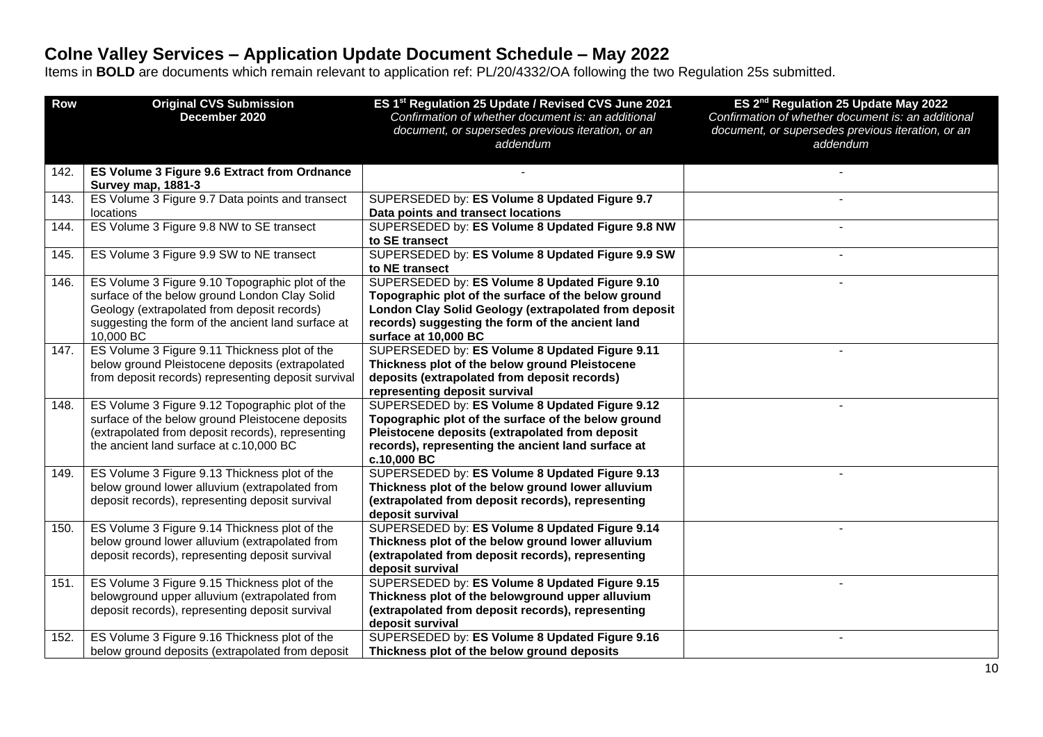# Colne Valley Services – Application Update Document Schedule – May 2022

Items in **BOLD** are documents which remain relevant to application ref: PL/20/4332/OA following the two Regulation 25s submitted.

| Row | Original CVS Submission December 2020 | ES 1st Regulation 25 Update / Revised CVS June 2021 *Confirmation of whether document is: an additional document, or supersedes previous iteration, or an addendum* | ES 2nd Regulation 25 Update May 2022 *Confirmation of whether document is: an additional document, or supersedes previous iteration, or an addendum* |
|---|---|---|---|
| 142. | **ES Volume 3 Figure 9.6 Extract from Ordnance Survey map, 1881-3** | - | - |
| 143. | ES Volume 3 Figure 9.7 Data points and transect locations | SUPERSEDED by: **ES Volume 8 Updated Figure 9.7 Data points and transect locations** | - |
| 144. | ES Volume 3 Figure 9.8 NW to SE transect | SUPERSEDED by: **ES Volume 8 Updated Figure 9.8 NW to SE transect** | - |
| 145. | ES Volume 3 Figure 9.9 SW to NE transect | SUPERSEDED by: **ES Volume 8 Updated Figure 9.9 SW to NE transect** | - |
| 146. | ES Volume 3 Figure 9.10 Topographic plot of the surface of the below ground London Clay Solid Geology (extrapolated from deposit records) suggesting the form of the ancient land surface at 10,000 BC | SUPERSEDED by: **ES Volume 8 Updated Figure 9.10 Topographic plot of the surface of the below ground London Clay Solid Geology (extrapolated from deposit records) suggesting the form of the ancient land surface at 10,000 BC** | - |
| 147. | ES Volume 3 Figure 9.11 Thickness plot of the below ground Pleistocene deposits (extrapolated from deposit records) representing deposit survival | SUPERSEDED by: **ES Volume 8 Updated Figure 9.11 Thickness plot of the below ground Pleistocene deposits (extrapolated from deposit records) representing deposit survival** | - |
| 148. | ES Volume 3 Figure 9.12 Topographic plot of the surface of the below ground Pleistocene deposits (extrapolated from deposit records), representing the ancient land surface at c.10,000 BC | SUPERSEDED by: **ES Volume 8 Updated Figure 9.12 Topographic plot of the surface of the below ground Pleistocene deposits (extrapolated from deposit records), representing the ancient land surface at c.10,000 BC** | - |
| 149. | ES Volume 3 Figure 9.13 Thickness plot of the below ground lower alluvium (extrapolated from deposit records), representing deposit survival | SUPERSEDED by: **ES Volume 8 Updated Figure 9.13 Thickness plot of the below ground lower alluvium (extrapolated from deposit records), representing deposit survival** | - |
| 150. | ES Volume 3 Figure 9.14 Thickness plot of the below ground lower alluvium (extrapolated from deposit records), representing deposit survival | SUPERSEDED by: **ES Volume 8 Updated Figure 9.14 Thickness plot of the below ground lower alluvium (extrapolated from deposit records), representing deposit survival** | - |
| 151. | ES Volume 3 Figure 9.15 Thickness plot of the belowground upper alluvium (extrapolated from deposit records), representing deposit survival | SUPERSEDED by: **ES Volume 8 Updated Figure 9.15 Thickness plot of the belowground upper alluvium (extrapolated from deposit records), representing deposit survival** | - |
| 152. | ES Volume 3 Figure 9.16 Thickness plot of the below ground deposits (extrapolated from deposit | SUPERSEDED by: **ES Volume 8 Updated Figure 9.16 Thickness plot of the below ground deposits** | - |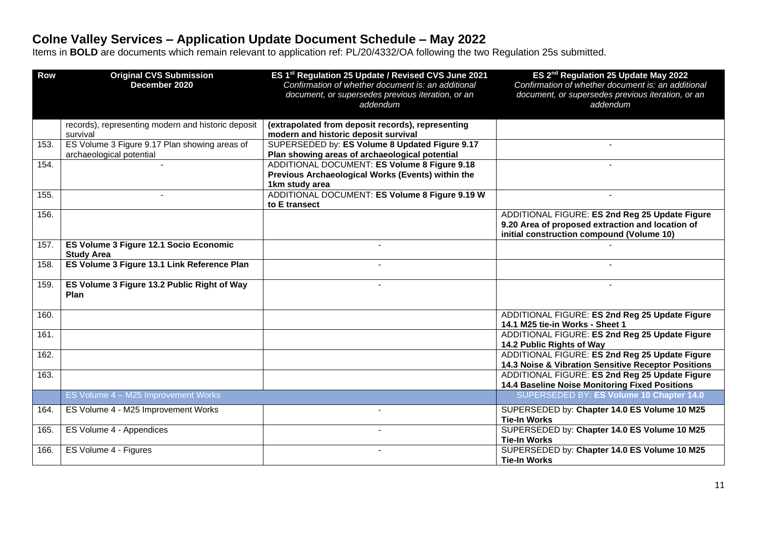# Colne Valley Services – Application Update Document Schedule – May 2022

Items in **BOLD** are documents which remain relevant to application ref: PL/20/4332/OA following the two Regulation 25s submitted.

| Row | Original CVS Submission December 2020 | ES 1st Regulation 25 Update / Revised CVS June 2021 *Confirmation of whether document is: an additional document, or supersedes previous iteration, or an addendum* | ES 2nd Regulation 25 Update May 2022 *Confirmation of whether document is: an additional document, or supersedes previous iteration, or an addendum* |
|---|---|---|---|
| | records), representing modern and historic deposit survival | **(extrapolated from deposit records), representing modern and historic deposit survival** | |
| 153. | ES Volume 3 Figure 9.17 Plan showing areas of archaeological potential | SUPERSEDED by: **ES Volume 8 Updated Figure 9.17 Plan showing areas of archaeological potential** | - |
| 154. | - | ADDITIONAL DOCUMENT: **ES Volume 8 Figure 9.18 Previous Archaeological Works (Events) within the 1km study area** | - |
| 155. | - | ADDITIONAL DOCUMENT: **ES Volume 8 Figure 9.19 W to E transect** | - |
| 156. | | | ADDITIONAL FIGURE: **ES 2nd Reg 25 Update Figure 9.20 Area of proposed extraction and location of initial construction compound (Volume 10)** |
| 157. | **ES Volume 3 Figure 12.1 Socio Economic Study Area** | - | - |
| 158. | **ES Volume 3 Figure 13.1 Link Reference Plan** | - | - |
| 159. | **ES Volume 3 Figure 13.2 Public Right of Way Plan** | - | - |
| 160. | | | ADDITIONAL FIGURE: **ES 2nd Reg 25 Update Figure 14.1 M25 tie-in Works - Sheet 1** |
| 161. | | | ADDITIONAL FIGURE: **ES 2nd Reg 25 Update Figure 14.2 Public Rights of Way** |
| 162. | | | ADDITIONAL FIGURE: **ES 2nd Reg 25 Update Figure 14.3 Noise & Vibration Sensitive Receptor Positions** |
| 163. | | | ADDITIONAL FIGURE: **ES 2nd Reg 25 Update Figure 14.4 Baseline Noise Monitoring Fixed Positions** |
| | ES Volume 4 – M25 Improvement Works | | SUPERSEDED BY: **ES Volume 10 Chapter 14.0** |
| 164. | ES Volume 4 - M25 Improvement Works | - | SUPERSEDED by: **Chapter 14.0 ES Volume 10 M25 Tie-In Works** |
| 165. | ES Volume 4 - Appendices | - | SUPERSEDED by: **Chapter 14.0 ES Volume 10 M25 Tie-In Works** |
| 166. | ES Volume 4 - Figures | - | SUPERSEDED by: **Chapter 14.0 ES Volume 10 M25 Tie-In Works** |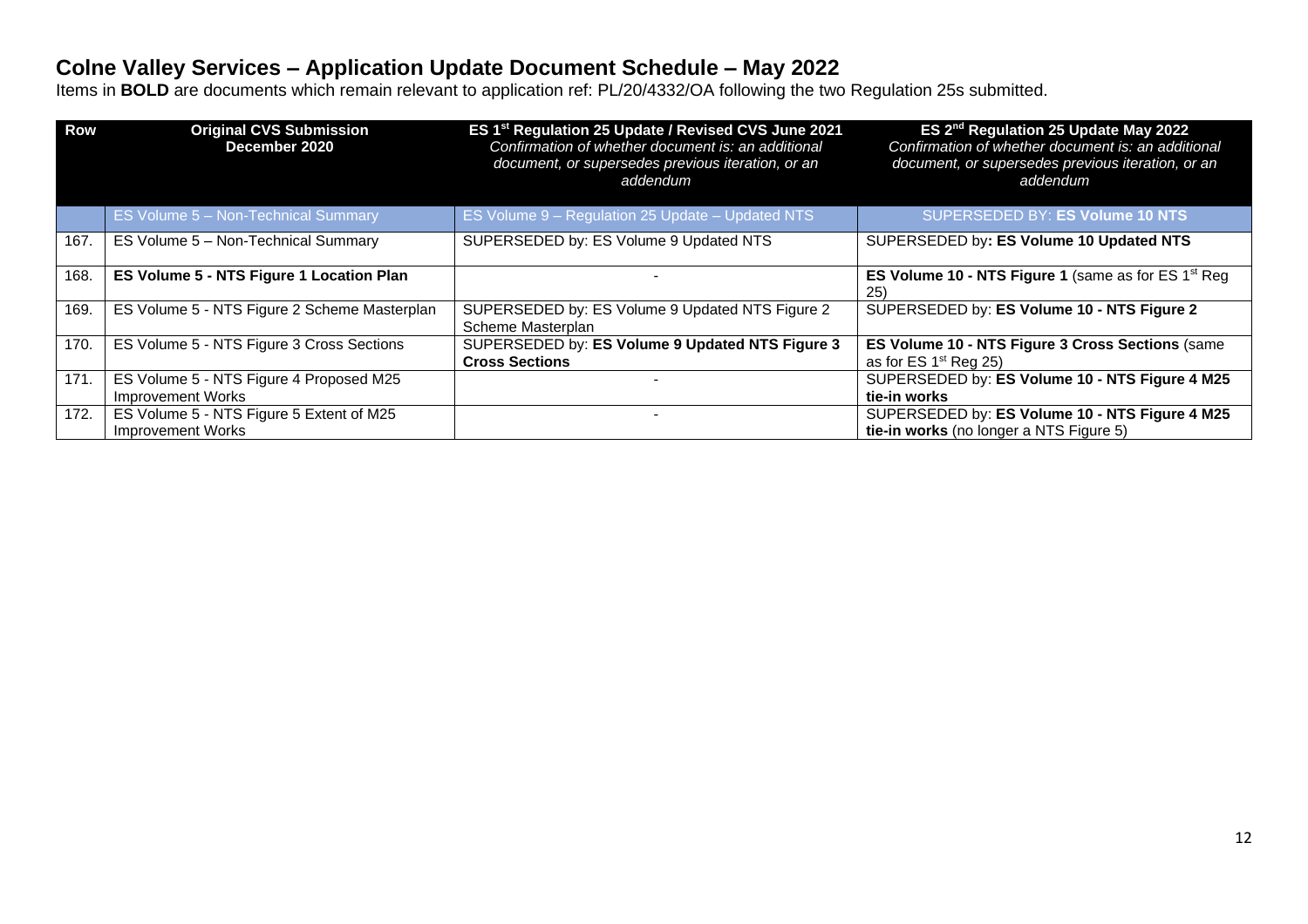# Colne Valley Services – Application Update Document Schedule – May 2022

Items in **BOLD** are documents which remain relevant to application ref: PL/20/4332/OA following the two Regulation 25s submitted.

| Row | Original CVS Submission December 2020 | ES 1st Regulation 25 Update / Revised CVS June 2021 *Confirmation of whether document is: an additional document, or supersedes previous iteration, or an addendum* | ES 2nd Regulation 25 Update May 2022 *Confirmation of whether document is: an additional document, or supersedes previous iteration, or an addendum* |
|---|---|---|---|
| | ES Volume 5 – Non-Technical Summary | ES Volume 9 – Regulation 25 Update – Updated NTS | SUPERSEDED BY: **ES Volume 10 NTS** |
| 167. | ES Volume 5 – Non-Technical Summary | SUPERSEDED by: ES Volume 9 Updated NTS | SUPERSEDED by**: ES Volume 10 Updated NTS** |
| 168. | **ES Volume 5 - NTS Figure 1 Location Plan** | - | **ES Volume 10 - NTS Figure 1** (same as for ES 1st Reg 25) |
| 169. | ES Volume 5 - NTS Figure 2 Scheme Masterplan | SUPERSEDED by: ES Volume 9 Updated NTS Figure 2 Scheme Masterplan | SUPERSEDED by: **ES Volume 10 - NTS Figure 2** |
| 170. | ES Volume 5 - NTS Figure 3 Cross Sections | SUPERSEDED by: **ES Volume 9 Updated NTS Figure 3 Cross Sections** | **ES Volume 10 - NTS Figure 3 Cross Sections** (same as for ES 1st Reg 25) |
| 171. | ES Volume 5 - NTS Figure 4 Proposed M25 Improvement Works | - | SUPERSEDED by: **ES Volume 10 - NTS Figure 4 M25 tie-in works** |
| 172. | ES Volume 5 - NTS Figure 5 Extent of M25 Improvement Works | - | SUPERSEDED by: **ES Volume 10 - NTS Figure 4 M25 tie-in works** (no longer a NTS Figure 5) |